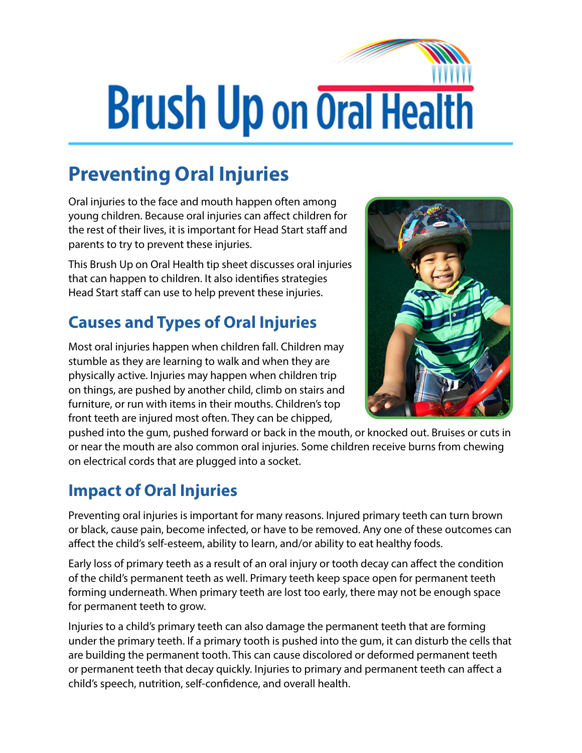# Brush Up on Oral Health

## Preventing Oral Injuries

Oral injuries to the face and mouth happen often among young children. Because oral injuries can affect children for the rest of their lives, it is important for Head Start staff and parents to try to prevent these injuries.

This Brush Up on Oral Health tip sheet discusses oral injuries that can happen to children. It also identifies strategies Head Start staff can use to help prevent these injuries.

## Causes and Types of Oral Injuries

Most oral injuries happen when children fall. Children may stumble as they are learning to walk and when they are physically active. Injuries may happen when children trip on things, are pushed by another child, climb on stairs and furniture, or run with items in their mouths. Children's top front teeth are injured most often. They can be chipped, pushed into the gum, pushed forward or back in the mouth, or knocked out. Bruises or cuts in or near the mouth are also common oral injuries. Some children receive burns from chewing on electrical cords that are plugged into a socket.

## Impact of Oral Injuries

Preventing oral injuries is important for many reasons. Injured primary teeth can turn brown or black, cause pain, become infected, or have to be removed. Any one of these outcomes can affect the child's self-esteem, ability to learn, and/or ability to eat healthy foods.

Early loss of primary teeth as a result of an oral injury or tooth decay can affect the condition of the child's permanent teeth as well. Primary teeth keep space open for permanent teeth forming underneath. When primary teeth are lost too early, there may not be enough space for permanent teeth to grow.

Injuries to a child's primary teeth can also damage the permanent teeth that are forming under the primary teeth. If a primary tooth is pushed into the gum, it can disturb the cells that are building the permanent tooth. This can cause discolored or deformed permanent teeth or permanent teeth that decay quickly. Injuries to primary and permanent teeth can affect a child's speech, nutrition, self-confidence, and overall health.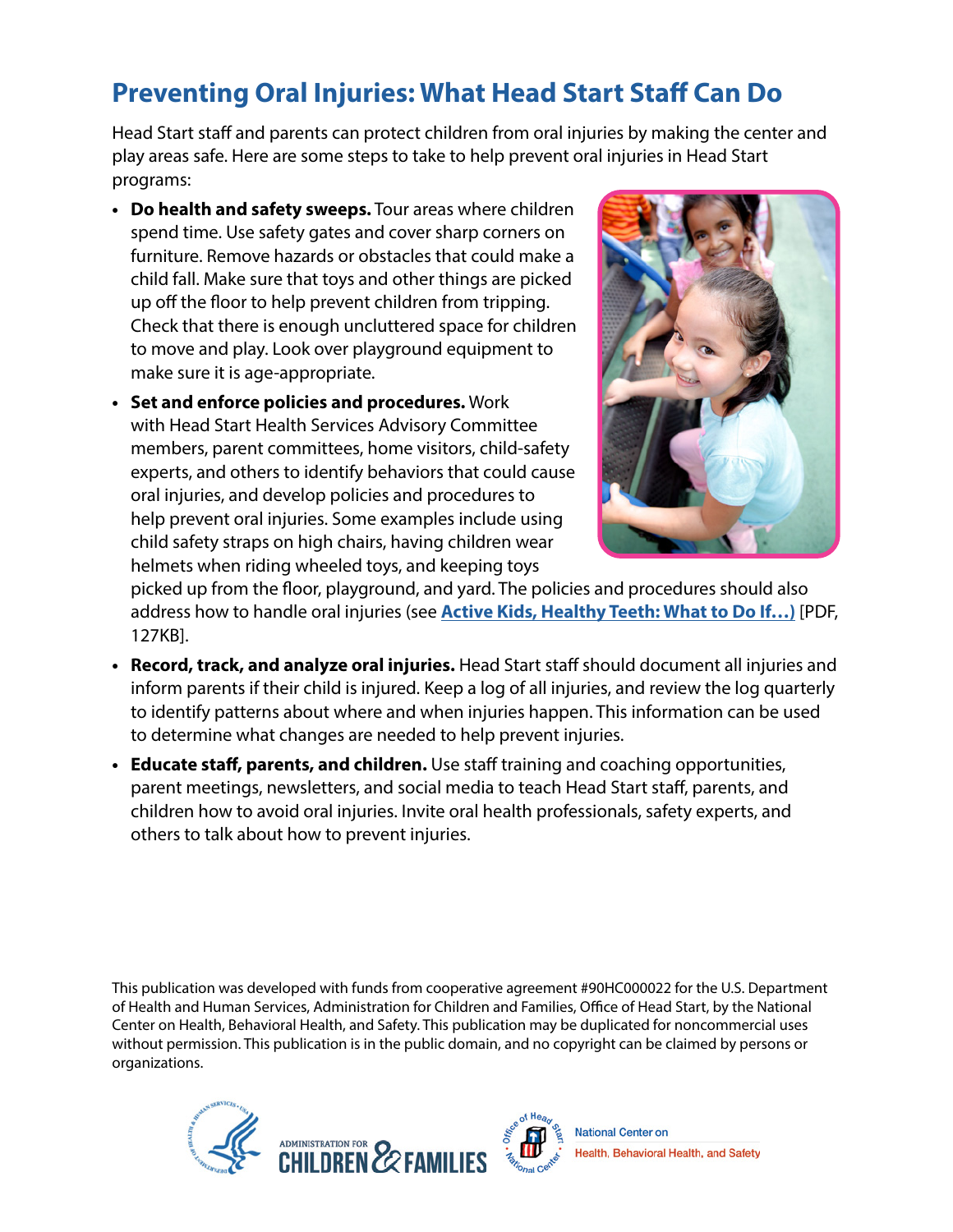## Preventing Oral Injuries: What Head Start Staff Can Do

Head Start staff and parents can protect children from oral injuries by making the center and play areas safe. Here are some steps to take to help prevent oral injuries in Head Start programs:

- **Do health and safety sweeps.** Tour areas where children spend time. Use safety gates and cover sharp corners on furniture. Remove hazards or obstacles that could make a child fall. Make sure that toys and other things are picked up off the floor to help prevent children from tripping. Check that there is enough uncluttered space for children to move and play. Look over playground equipment to make sure it is age-appropriate.
- **Set and enforce policies and procedures.** Work with Head Start Health Services Advisory Committee members, parent committees, home visitors, child-safety experts, and others to identify behaviors that could cause oral injuries, and develop policies and procedures to help prevent oral injuries. Some examples include using child safety straps on high chairs, having children wear helmets when riding wheeled toys, and keeping toys picked up from the floor, playground, and yard. The policies and procedures should also address how to handle oral injuries (see **Active Kids, Healthy Teeth: What to Do If…)** [PDF, 127KB].
- **Record, track, and analyze oral injuries.** Head Start staff should document all injuries and inform parents if their child is injured. Keep a log of all injuries, and review the log quarterly to identify patterns about where and when injuries happen. This information can be used to determine what changes are needed to help prevent injuries.
- **Educate staff, parents, and children.** Use staff training and coaching opportunities, parent meetings, newsletters, and social media to teach Head Start staff, parents, and children how to avoid oral injuries. Invite oral health professionals, safety experts, and others to talk about how to prevent injuries.

This publication was developed with funds from cooperative agreement #90HC000022 for the U.S. Department of Health and Human Services, Administration for Children and Families, Office of Head Start, by the National Center on Health, Behavioral Health, and Safety. This publication may be duplicated for noncommercial uses without permission. This publication is in the public domain, and no copyright can be claimed by persons or organizations.

ADMINISTRATION FOR CHILDREN & FAMILIES

National Center on Health, Behavioral Health, and Safety